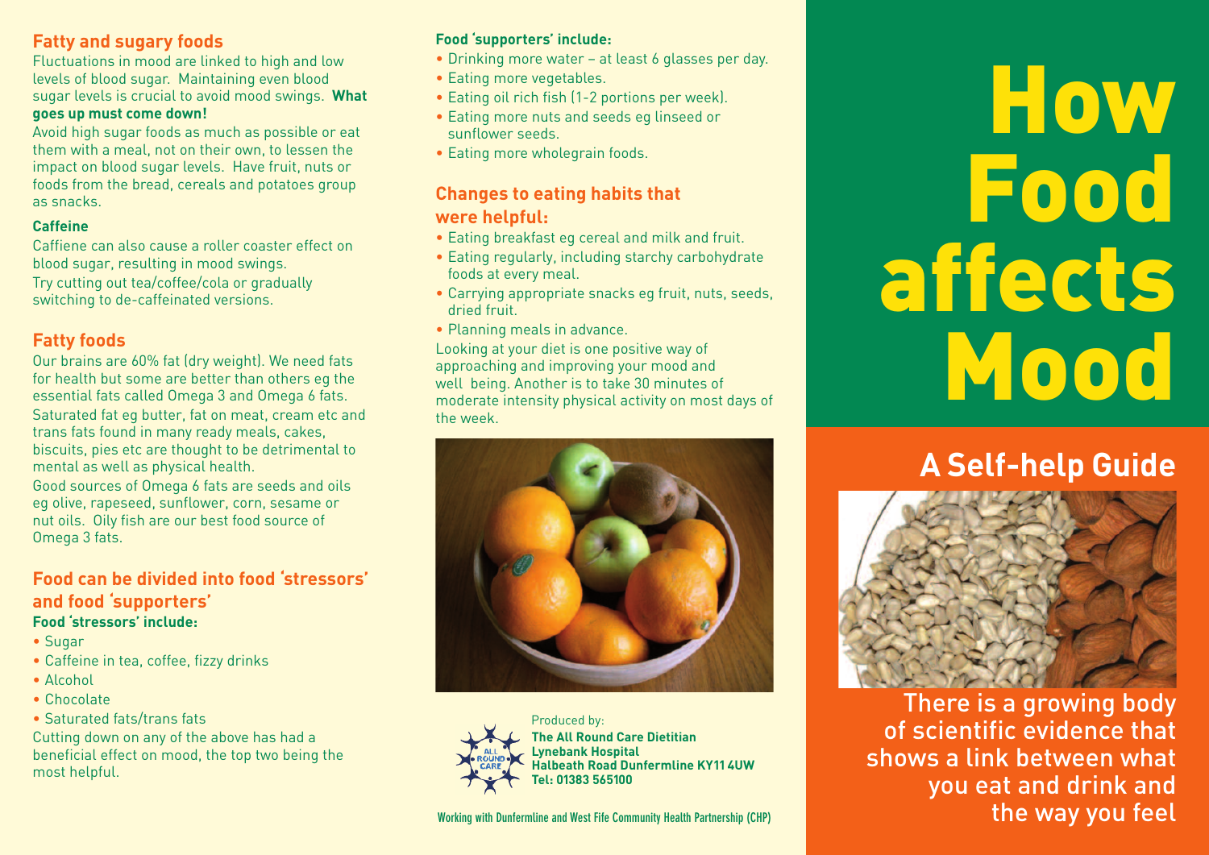## Fatty and sugary foods

Fluctuations in mood are linked to high and low levels of blood sugar. Maintaining even blood sugar levels is crucial to avoid mood swings. **What goes up must come down!**

Avoid high sugar foods as much as possible or eat them with a meal, not on their own, to lessen the impact on blood sugar levels. Have fruit, nuts or foods from the bread, cereals and potatoes group as snacks.

### Caffeine

Caffiene can also cause a roller coaster effect on blood sugar, resulting in mood swings.

Try cutting out tea/coffee/cola or gradually switching to de-caffeinated versions.

## Fatty foods

Our brains are 60% fat (dry weight). We need fats for health but some are better than others eg the essential fats called Omega 3 and Omega 6 fats.

Saturated fat eg butter, fat on meat, cream etc and trans fats found in many ready meals, cakes, biscuits, pies etc are thought to be detrimental to mental as well as physical health.

Good sources of Omega 6 fats are seeds and oils eg olive, rapeseed, sunflower, corn, sesame or nut oils. Oily fish are our best food source of Omega 3 fats.

## Food can be divided into food 'stressors' and food 'supporters'

**Food 'stressors' include:**

- Sugar
- Caffeine in tea, coffee, fizzy drinks
- Alcohol
- Chocolate
- Saturated fats/trans fats

Cutting down on any of the above has had a beneficial effect on mood, the top two being the most helpful.

**Food 'supporters' include:**

- Drinking more water – at least 6 glasses per day.
- Eating more vegetables.
- Eating oil rich fish (1-2 portions per week).
- Eating more nuts and seeds eg linseed or sunflower seeds.
- Eating more wholegrain foods.

## Changes to eating habits that were helpful:

- Eating breakfast eg cereal and milk and fruit.
- Eating regularly, including starchy carbohydrate foods at every meal.
- Carrying appropriate snacks eg fruit, nuts, seeds, dried fruit.
- Planning meals in advance.

Looking at your diet is one positive way of approaching and improving your mood and well being. Another is to take 30 minutes of moderate intensity physical activity on most days of the week.

Produced by:
**The All Round Care Dietitian**
**Lynebank Hospital**
**Halbeath Road Dunfermline KY11 4UW**
**Tel: 01383 565100**

Working with Dunfermline and West Fife Community Health Partnership (CHP)

# How Food affects Mood

## A Self-help Guide

There is a growing body of scientific evidence that shows a link between what you eat and drink and the way you feel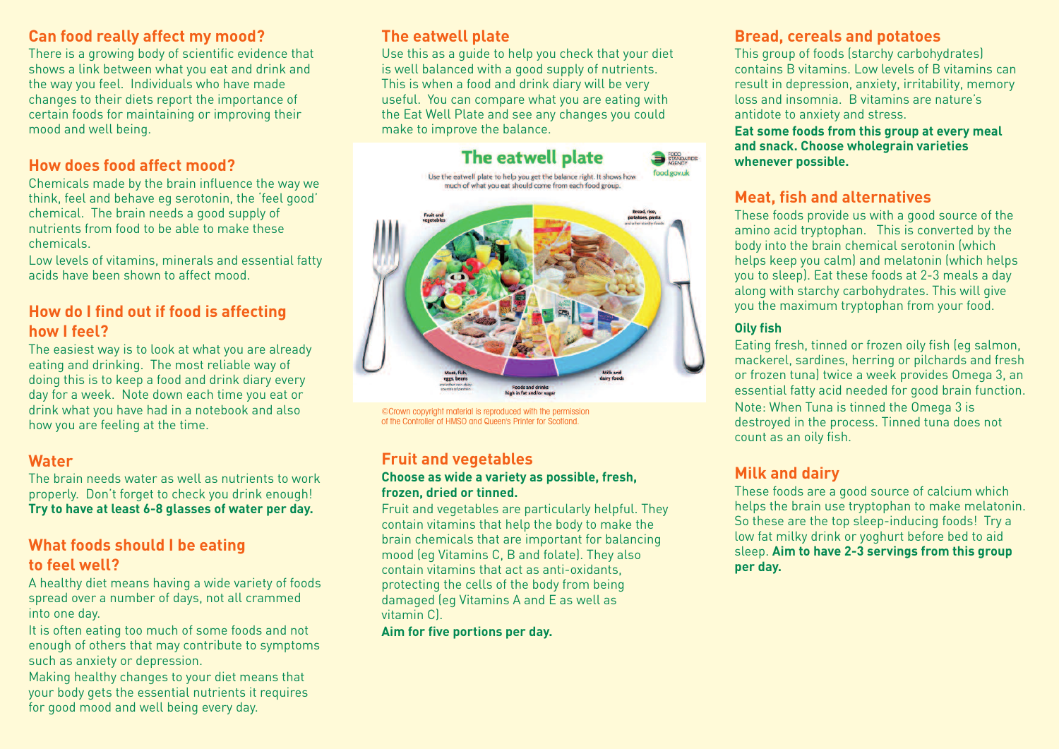## Can food really affect my mood?

There is a growing body of scientific evidence that shows a link between what you eat and drink and the way you feel. Individuals who have made changes to their diets report the importance of certain foods for maintaining or improving their mood and well being.

## How does food affect mood?

Chemicals made by the brain influence the way we think, feel and behave eg serotonin, the 'feel good' chemical. The brain needs a good supply of nutrients from food to be able to make these chemicals.

Low levels of vitamins, minerals and essential fatty acids have been shown to affect mood.

## How do I find out if food is affecting how I feel?

The easiest way is to look at what you are already eating and drinking. The most reliable way of doing this is to keep a food and drink diary every day for a week. Note down each time you eat or drink what you have had in a notebook and also how you are feeling at the time.

## Water

The brain needs water as well as nutrients to work properly. Don't forget to check you drink enough! **Try to have at least 6-8 glasses of water per day.**

## What foods should I be eating to feel well?

A healthy diet means having a wide variety of foods spread over a number of days, not all crammed into one day.

It is often eating too much of some foods and not enough of others that may contribute to symptoms such as anxiety or depression.

Making healthy changes to your diet means that your body gets the essential nutrients it requires for good mood and well being every day.

## The eatwell plate

Use this as a guide to help you check that your diet is well balanced with a good supply of nutrients. This is when a food and drink diary will be very useful. You can compare what you are eating with the Eat Well Plate and see any changes you could make to improve the balance.

The eatwell plate

Use the eatwell plate to help you get the balance right. It shows how much of what you eat should come from each food group.

food.gov.uk

Fruit and vegetables

Bread, rice, potatoes, pasta and other starchy foods

Meat, fish, eggs, beans and other non-dairy sources of protein

Foods and drinks high in fat and/or sugar

Milk and dairy foods

©Crown copyright material is reproduced with the permission of the Controller of HMSO and Queen's Printer for Scotland.

## Fruit and vegetables

**Choose as wide a variety as possible, fresh, frozen, dried or tinned.**

Fruit and vegetables are particularly helpful. They contain vitamins that help the body to make the brain chemicals that are important for balancing mood (eg Vitamins C, B and folate). They also contain vitamins that act as anti-oxidants, protecting the cells of the body from being damaged (eg Vitamins A and E as well as vitamin C).

**Aim for five portions per day.**

## Bread, cereals and potatoes

This group of foods (starchy carbohydrates) contains B vitamins. Low levels of B vitamins can result in depression, anxiety, irritability, memory loss and insomnia. B vitamins are nature's antidote to anxiety and stress.

**Eat some foods from this group at every meal and snack. Choose wholegrain varieties whenever possible.**

## Meat, fish and alternatives

These foods provide us with a good source of the amino acid tryptophan. This is converted by the body into the brain chemical serotonin (which helps keep you calm) and melatonin (which helps you to sleep). Eat these foods at 2-3 meals a day along with starchy carbohydrates. This will give you the maximum tryptophan from your food.

### Oily fish

Eating fresh, tinned or frozen oily fish (eg salmon, mackerel, sardines, herring or pilchards and fresh or frozen tuna) twice a week provides Omega 3, an essential fatty acid needed for good brain function.

Note: When Tuna is tinned the Omega 3 is destroyed in the process. Tinned tuna does not count as an oily fish.

## Milk and dairy

These foods are a good source of calcium which helps the brain use tryptophan to make melatonin. So these are the top sleep-inducing foods! Try a low fat milky drink or yoghurt before bed to aid sleep. **Aim to have 2-3 servings from this group per day.**